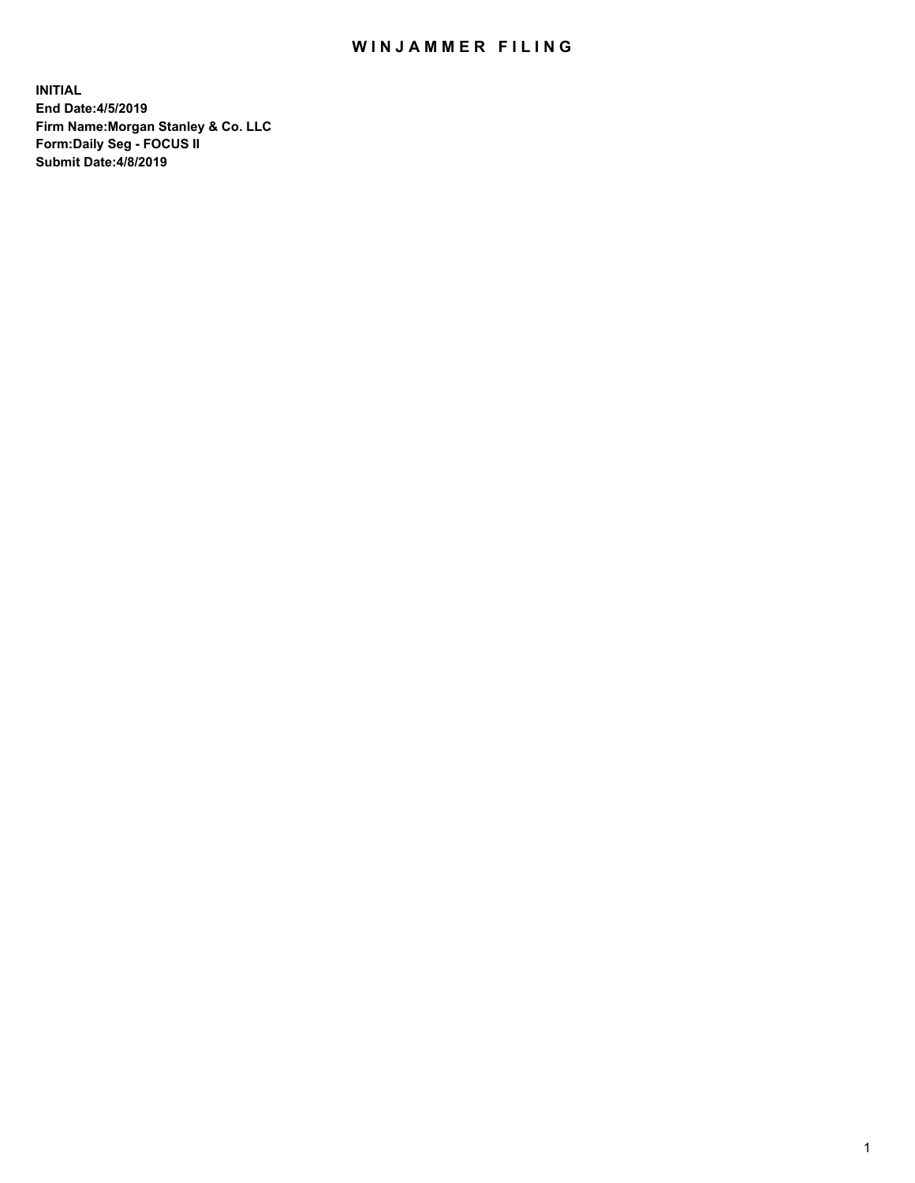# WINJAMMER FILING

**INITIAL**
**End Date:4/5/2019**
**Firm Name:Morgan Stanley & Co. LLC**
**Form:Daily Seg - FOCUS II**
**Submit Date:4/8/2019**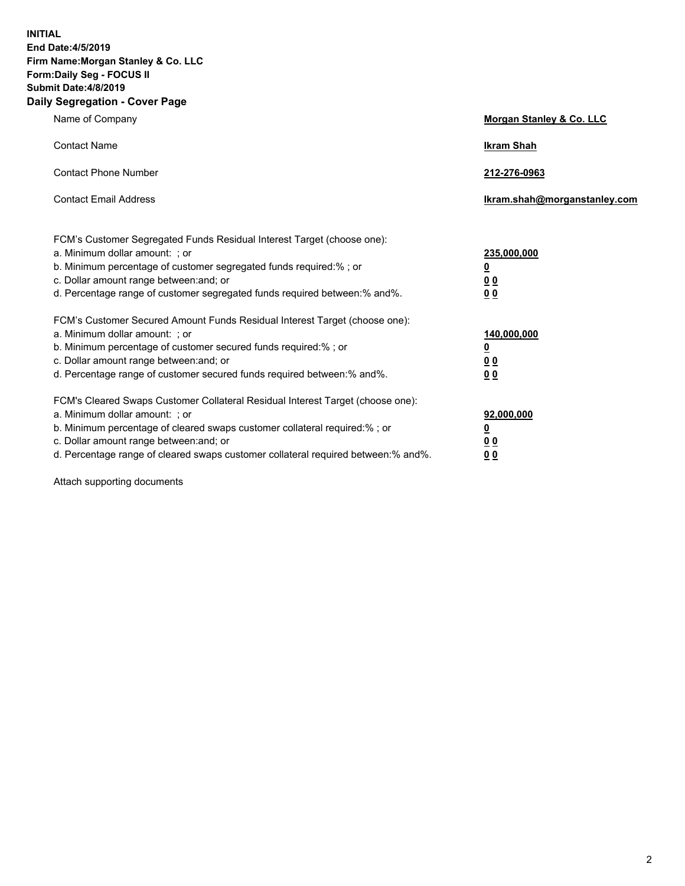**INITIAL**
**End Date:4/5/2019**
**Firm Name:Morgan Stanley & Co. LLC**
**Form:Daily Seg - FOCUS II**
**Submit Date:4/8/2019**
**Daily Segregation - Cover Page**

| | |
|---|---|
| Name of Company | **Morgan Stanley & Co. LLC** |
| Contact Name | **Ikram Shah** |
| Contact Phone Number | **212-276-0963** |
| Contact Email Address | **Ikram.shah@morganstanley.com** |

| | |
|---|---|
| FCM's Customer Segregated Funds Residual Interest Target (choose one): | |
| a. Minimum dollar amount: ; or | **235,000,000** |
| b. Minimum percentage of customer segregated funds required:% ; or | **0** |
| c. Dollar amount range between:and; or | **0 0** |
| d. Percentage range of customer segregated funds required between:% and%. | **0 0** |
| FCM's Customer Secured Amount Funds Residual Interest Target (choose one): | |
| a. Minimum dollar amount: ; or | **140,000,000** |
| b. Minimum percentage of customer secured funds required:% ; or | **0** |
| c. Dollar amount range between:and; or | **0 0** |
| d. Percentage range of customer secured funds required between:% and%. | **0 0** |
| FCM's Cleared Swaps Customer Collateral Residual Interest Target (choose one): | |
| a. Minimum dollar amount: ; or | **92,000,000** |
| b. Minimum percentage of cleared swaps customer collateral required:% ; or | **0** |
| c. Dollar amount range between:and; or | **0 0** |
| d. Percentage range of cleared swaps customer collateral required between:% and%. | **0 0** |

Attach supporting documents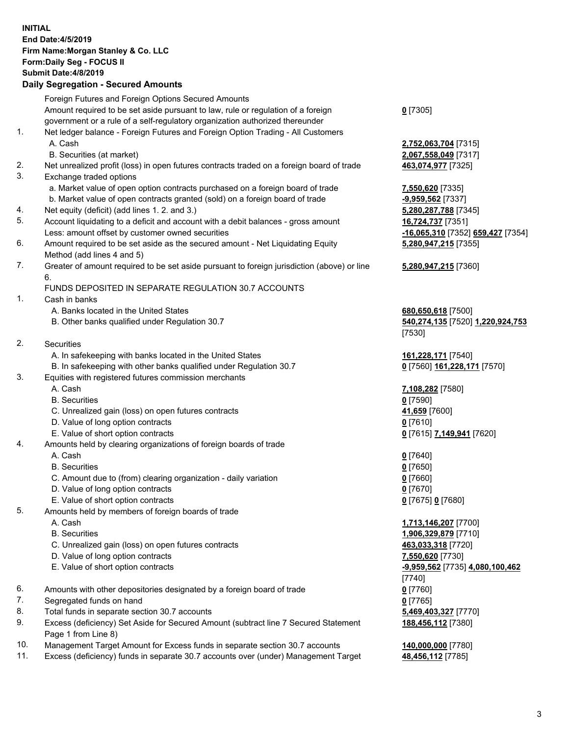**INITIAL**
**End Date:4/5/2019**
**Firm Name:Morgan Stanley & Co. LLC**
**Form:Daily Seg - FOCUS II**
**Submit Date:4/8/2019**

## Daily Segregation - Secured Amounts

| | | |
|---|---|---|
| | Foreign Futures and Foreign Options Secured Amounts | |
| | Amount required to be set aside pursuant to law, rule or regulation of a foreign government or a rule of a self-regulatory organization authorized thereunder | **0** [7305] |
| 1. | Net ledger balance - Foreign Futures and Foreign Option Trading - All Customers | |
| | A. Cash | **2,752,063,704** [7315] |
| | B. Securities (at market) | **2,067,558,049** [7317] |
| 2. | Net unrealized profit (loss) in open futures contracts traded on a foreign board of trade | **463,074,977** [7325] |
| 3. | Exchange traded options | |
| | a. Market value of open option contracts purchased on a foreign board of trade | **7,550,620** [7335] |
| | b. Market value of open contracts granted (sold) on a foreign board of trade | **-9,959,562** [7337] |
| 4. | Net equity (deficit) (add lines 1. 2. and 3.) | **5,280,287,788** [7345] |
| 5. | Account liquidating to a deficit and account with a debit balances - gross amount | **16,724,737** [7351] |
| | Less: amount offset by customer owned securities | **-16,065,310** [7352] **659,427** [7354] |
| 6. | Amount required to be set aside as the secured amount - Net Liquidating Equity Method (add lines 4 and 5) | **5,280,947,215** [7355] |
| 7. | Greater of amount required to be set aside pursuant to foreign jurisdiction (above) or line 6. | **5,280,947,215** [7360] |
| | FUNDS DEPOSITED IN SEPARATE REGULATION 30.7 ACCOUNTS | |
| 1. | Cash in banks | |
| | A. Banks located in the United States | **680,650,618** [7500] |
| | B. Other banks qualified under Regulation 30.7 | **540,274,135** [7520] **1,220,924,753** [7530] |
| 2. | Securities | |
| | A. In safekeeping with banks located in the United States | **161,228,171** [7540] |
| | B. In safekeeping with other banks qualified under Regulation 30.7 | **0** [7560] **161,228,171** [7570] |
| 3. | Equities with registered futures commission merchants | |
| | A. Cash | **7,108,282** [7580] |
| | B. Securities | **0** [7590] |
| | C. Unrealized gain (loss) on open futures contracts | **41,659** [7600] |
| | D. Value of long option contracts | **0** [7610] |
| | E. Value of short option contracts | **0** [7615] **7,149,941** [7620] |
| 4. | Amounts held by clearing organizations of foreign boards of trade | |
| | A. Cash | **0** [7640] |
| | B. Securities | **0** [7650] |
| | C. Amount due to (from) clearing organization - daily variation | **0** [7660] |
| | D. Value of long option contracts | **0** [7670] |
| | E. Value of short option contracts | **0** [7675] **0** [7680] |
| 5. | Amounts held by members of foreign boards of trade | |
| | A. Cash | **1,713,146,207** [7700] |
| | B. Securities | **1,906,329,879** [7710] |
| | C. Unrealized gain (loss) on open futures contracts | **463,033,318** [7720] |
| | D. Value of long option contracts | **7,550,620** [7730] |
| | E. Value of short option contracts | **-9,959,562** [7735] **4,080,100,462** [7740] |
| 6. | Amounts with other depositories designated by a foreign board of trade | **0** [7760] |
| 7. | Segregated funds on hand | **0** [7765] |
| 8. | Total funds in separate section 30.7 accounts | **5,469,403,327** [7770] |
| 9. | Excess (deficiency) Set Aside for Secured Amount (subtract line 7 Secured Statement Page 1 from Line 8) | **188,456,112** [7380] |
| 10. | Management Target Amount for Excess funds in separate section 30.7 accounts | **140,000,000** [7780] |
| 11. | Excess (deficiency) funds in separate 30.7 accounts over (under) Management Target | **48,456,112** [7785] |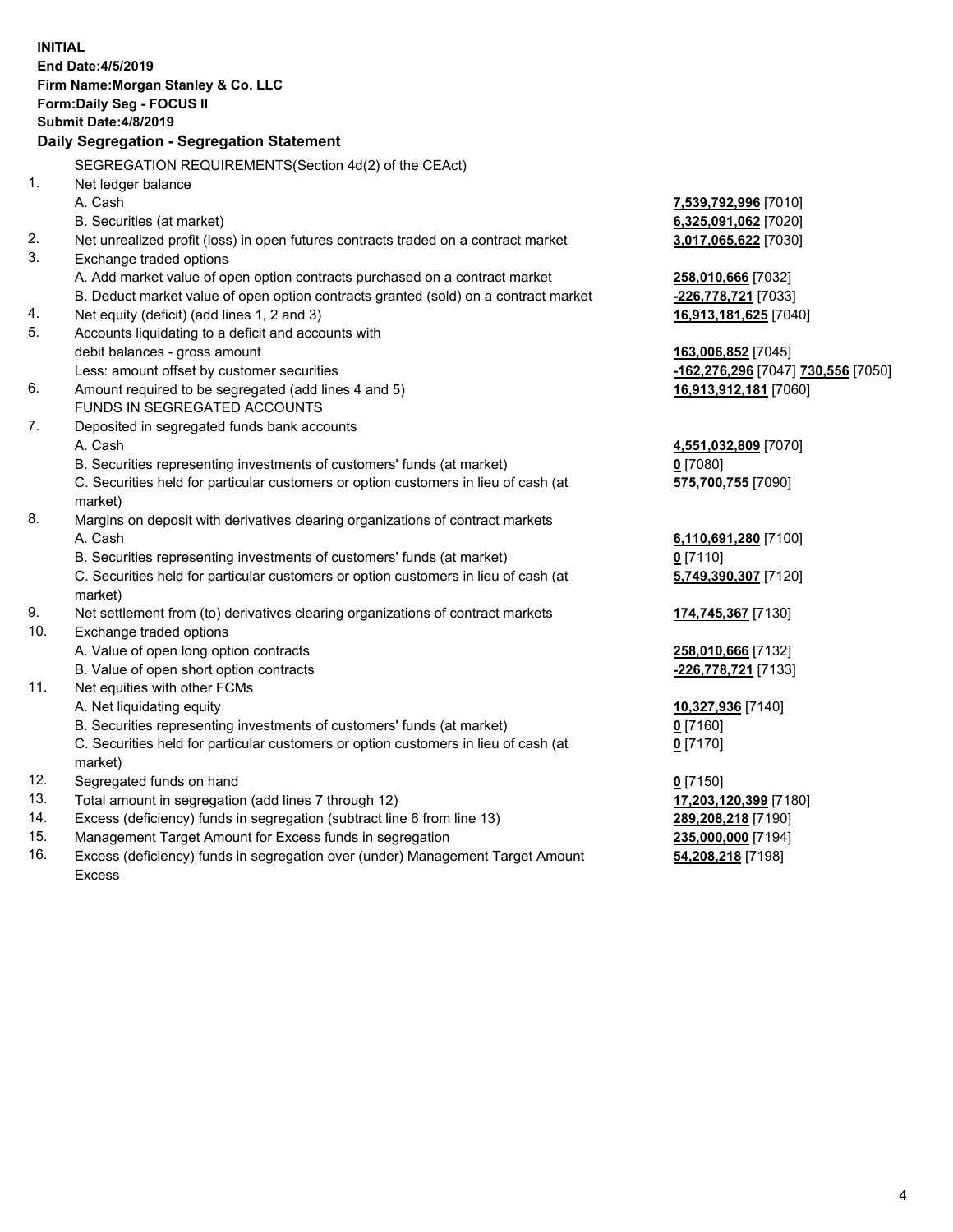**INITIAL**
**End Date:4/5/2019**
**Firm Name:Morgan Stanley & Co. LLC**
**Form:Daily Seg - FOCUS II**
**Submit Date:4/8/2019**

## Daily Segregation - Segregation Statement

SEGREGATION REQUIREMENTS(Section 4d(2) of the CEAct)

| | | |
|---|---|---|
| 1. | Net ledger balance | |
| | A. Cash | **7,539,792,996** [7010] |
| | B. Securities (at market) | **6,325,091,062** [7020] |
| 2. | Net unrealized profit (loss) in open futures contracts traded on a contract market | **3,017,065,622** [7030] |
| 3. | Exchange traded options | |
| | A. Add market value of open option contracts purchased on a contract market | **258,010,666** [7032] |
| | B. Deduct market value of open option contracts granted (sold) on a contract market | **-226,778,721** [7033] |
| 4. | Net equity (deficit) (add lines 1, 2 and 3) | **16,913,181,625** [7040] |
| 5. | Accounts liquidating to a deficit and accounts with | |
| | debit balances - gross amount | **163,006,852** [7045] |
| | Less: amount offset by customer securities | **-162,276,296** [7047] **730,556** [7050] |
| 6. | Amount required to be segregated (add lines 4 and 5) | **16,913,912,181** [7060] |
| | FUNDS IN SEGREGATED ACCOUNTS | |
| 7. | Deposited in segregated funds bank accounts | |
| | A. Cash | **4,551,032,809** [7070] |
| | B. Securities representing investments of customers' funds (at market) | **0** [7080] |
| | C. Securities held for particular customers or option customers in lieu of cash (at market) | **575,700,755** [7090] |
| 8. | Margins on deposit with derivatives clearing organizations of contract markets | |
| | A. Cash | **6,110,691,280** [7100] |
| | B. Securities representing investments of customers' funds (at market) | **0** [7110] |
| | C. Securities held for particular customers or option customers in lieu of cash (at market) | **5,749,390,307** [7120] |
| 9. | Net settlement from (to) derivatives clearing organizations of contract markets | **174,745,367** [7130] |
| 10. | Exchange traded options | |
| | A. Value of open long option contracts | **258,010,666** [7132] |
| | B. Value of open short option contracts | **-226,778,721** [7133] |
| 11. | Net equities with other FCMs | |
| | A. Net liquidating equity | **10,327,936** [7140] |
| | B. Securities representing investments of customers' funds (at market) | **0** [7160] |
| | C. Securities held for particular customers or option customers in lieu of cash (at market) | **0** [7170] |
| 12. | Segregated funds on hand | **0** [7150] |
| 13. | Total amount in segregation (add lines 7 through 12) | **17,203,120,399** [7180] |
| 14. | Excess (deficiency) funds in segregation (subtract line 6 from line 13) | **289,208,218** [7190] |
| 15. | Management Target Amount for Excess funds in segregation | **235,000,000** [7194] |
| 16. | Excess (deficiency) funds in segregation over (under) Management Target Amount Excess | **54,208,218** [7198] |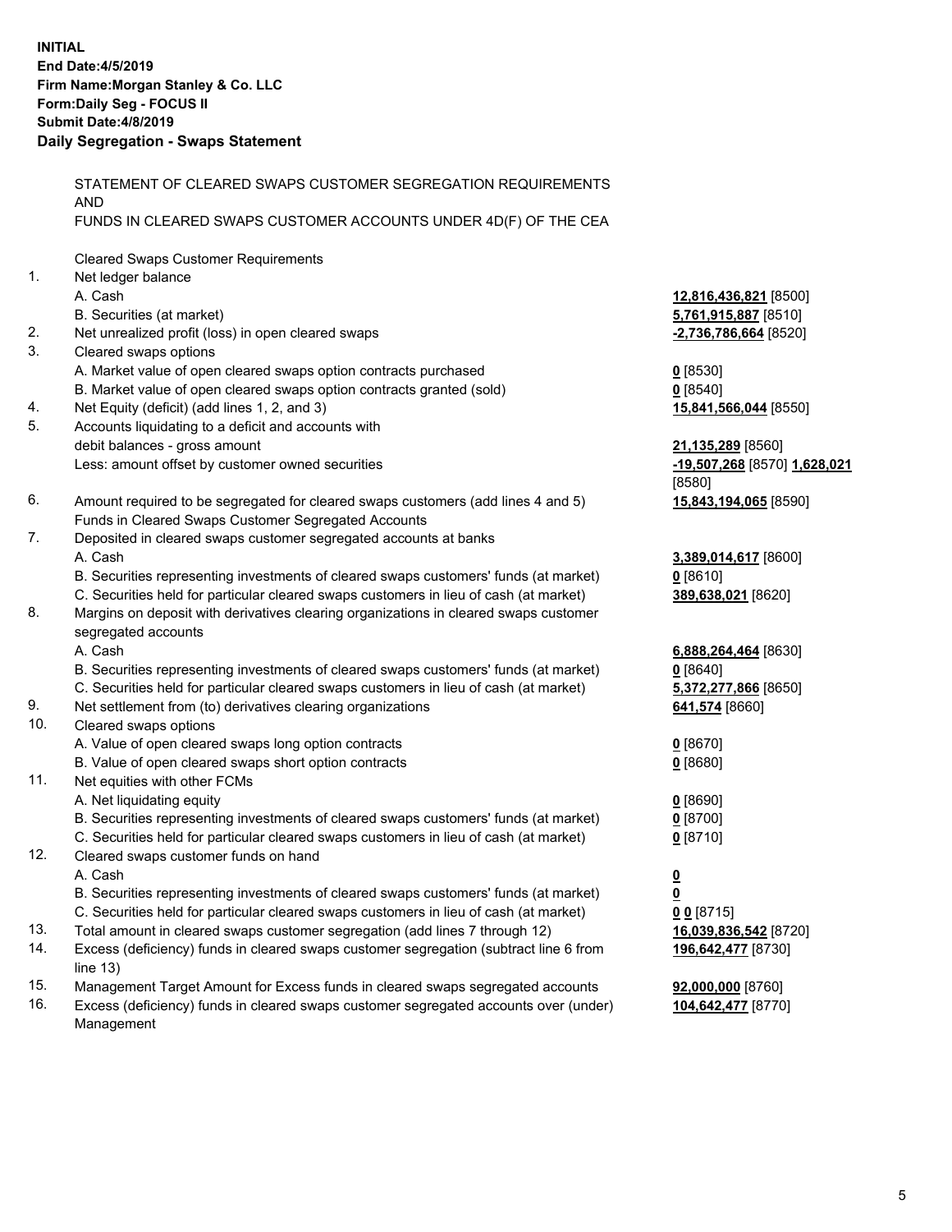**INITIAL**
**End Date:4/5/2019**
**Firm Name:Morgan Stanley & Co. LLC**
**Form:Daily Seg - FOCUS II**
**Submit Date:4/8/2019**
**Daily Segregation - Swaps Statement**

STATEMENT OF CLEARED SWAPS CUSTOMER SEGREGATION REQUIREMENTS AND FUNDS IN CLEARED SWAPS CUSTOMER ACCOUNTS UNDER 4D(F) OF THE CEA

| | | |
|---|---|---|
| | Cleared Swaps Customer Requirements | |
| 1. | Net ledger balance | |
| | A. Cash | **12,816,436,821** [8500] |
| | B. Securities (at market) | **5,761,915,887** [8510] |
| 2. | Net unrealized profit (loss) in open cleared swaps | **-2,736,786,664** [8520] |
| 3. | Cleared swaps options | |
| | A. Market value of open cleared swaps option contracts purchased | **0** [8530] |
| | B. Market value of open cleared swaps option contracts granted (sold) | **0** [8540] |
| 4. | Net Equity (deficit) (add lines 1, 2, and 3) | **15,841,566,044** [8550] |
| 5. | Accounts liquidating to a deficit and accounts with debit balances - gross amount | **21,135,289** [8560] |
| | Less: amount offset by customer owned securities | **-19,507,268** [8570] **1,628,021** [8580] |
| 6. | Amount required to be segregated for cleared swaps customers (add lines 4 and 5) | **15,843,194,065** [8590] |
| | Funds in Cleared Swaps Customer Segregated Accounts | |
| 7. | Deposited in cleared swaps customer segregated accounts at banks | |
| | A. Cash | **3,389,014,617** [8600] |
| | B. Securities representing investments of cleared swaps customers' funds (at market) | **0** [8610] |
| | C. Securities held for particular cleared swaps customers in lieu of cash (at market) | **389,638,021** [8620] |
| 8. | Margins on deposit with derivatives clearing organizations in cleared swaps customer segregated accounts | |
| | A. Cash | **6,888,264,464** [8630] |
| | B. Securities representing investments of cleared swaps customers' funds (at market) | **0** [8640] |
| | C. Securities held for particular cleared swaps customers in lieu of cash (at market) | **5,372,277,866** [8650] |
| 9. | Net settlement from (to) derivatives clearing organizations | **641,574** [8660] |
| 10. | Cleared swaps options | |
| | A. Value of open cleared swaps long option contracts | **0** [8670] |
| | B. Value of open cleared swaps short option contracts | **0** [8680] |
| 11. | Net equities with other FCMs | |
| | A. Net liquidating equity | **0** [8690] |
| | B. Securities representing investments of cleared swaps customers' funds (at market) | **0** [8700] |
| | C. Securities held for particular cleared swaps customers in lieu of cash (at market) | **0** [8710] |
| 12. | Cleared swaps customer funds on hand | |
| | A. Cash | **0** |
| | B. Securities representing investments of cleared swaps customers' funds (at market) | **0** |
| | C. Securities held for particular cleared swaps customers in lieu of cash (at market) | **0** **0** [8715] |
| 13. | Total amount in cleared swaps customer segregation (add lines 7 through 12) | **16,039,836,542** [8720] |
| 14. | Excess (deficiency) funds in cleared swaps customer segregation (subtract line 6 from line 13) | **196,642,477** [8730] |
| 15. | Management Target Amount for Excess funds in cleared swaps segregated accounts | **92,000,000** [8760] |
| 16. | Excess (deficiency) funds in cleared swaps customer segregated accounts over (under) Management | **104,642,477** [8770] |